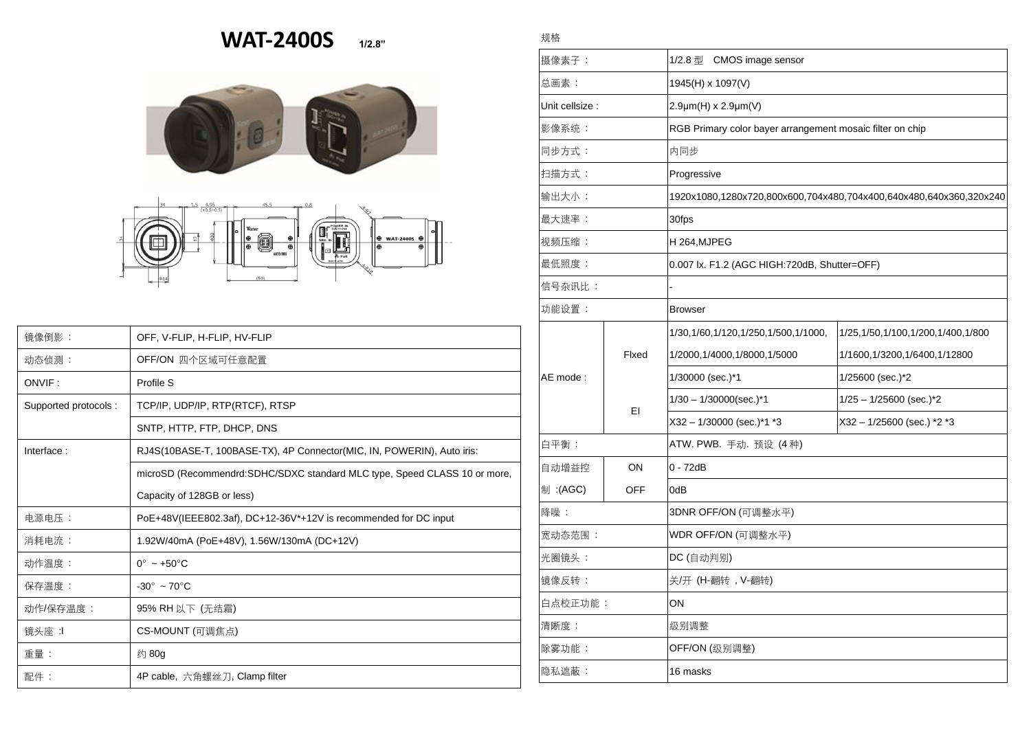# WAT-2400S 1/2.8"

| 镜像倒影： | OFF, V-FLIP, H-FLIP, HV-FLIP |
|---|---|
| 动态侦测： | OFF/ON 四个区域可任意配置 |
| ONVIF : | Profile S |
| Supported protocols : | TCP/IP, UDP/IP, RTP(RTCF), RTSP |
| | SNTP, HTTP, FTP, DHCP, DNS |
| Interface : | RJ4S(10BASE-T, 100BASE-TX), 4P Connector(MIC, IN, POWERIN), Auto iris: |
| | microSD (Recommendrd:SDHC/SDXC standard MLC type, Speed CLASS 10 or more, |
| | Capacity of 128GB or less) |
| 电源电压： | PoE+48V(IEEE802.3af), DC+12-36V*+12V is recommended for DC input |
| 消耗电流： | 1.92W/40mA (PoE+48V), 1.56W/130mA (DC+12V) |
| 动作温度： | 0° ~ +50°C |
| 保存温度： | -30° ~ 70°C |
| 动作/保存湿度： | 95% RH 以下 (无结霜) |
| 镜头座 :l | CS-MOUNT (可调焦点) |
| 重量： | 约 80g |
| 配件： | 4P cable, 六角螺丝刀, Clamp filter |

规格

| 项目 | | 规格 | |
|---|---|---|---|
| 摄像素子： | | 1/2.8 型 CMOS image sensor | |
| 总画素： | | 1945(H) x 1097(V) | |
| Unit cellsize : | | 2.9μm(H) x 2.9μm(V) | |
| 影像系统： | | RGB Primary color bayer arrangement mosaic filter on chip | |
| 同步方式： | | 内同步 | |
| 扫描方式： | | Progressive | |
| 输出大小： | | 1920x1080,1280x720,800x600,704x480,704x400,640x480,640x360,320x240 | |
| 最大速率： | | 30fps | |
| 视频压缩： | | H 264,MJPEG | |
| 最低照度： | | 0.007 lx. F1.2 (AGC HIGH:720dB, Shutter=OFF) | |
| 信号杂讯比： | | - | |
| 功能设置： | | Browser | |
| AE mode : | Flxed | 1/30,1/60,1/120,1/250,1/500,1/1000, | 1/25,1/50,1/100,1/200,1/400,1/800 |
| | | 1/2000,1/4000,1/8000,1/5000 | 1/1600,1/3200,1/6400,1/12800 |
| | | 1/30000 (sec.)*1 | 1/25600 (sec.)*2 |
| | EI | 1/30 – 1/30000(sec.)*1 | 1/25 – 1/25600 (sec.)*2 |
| | | X32 – 1/30000 (sec.)*1 *3 | X32 – 1/25600 (sec.) *2 *3 |
| 白平衡： | | ATW. PWB. 手动. 预设 (4 种) | |
| 自动增益控制 :(AGC) | ON | 0 - 72dB | |
| | OFF | 0dB | |
| 降噪： | | 3DNR OFF/ON (可调整水平) | |
| 宽动态范围： | | WDR OFF/ON (可调整水平) | |
| 光圈镜头： | | DC (自动判别) | |
| 镜像反转： | | 关/开 (H-翻转 , V-翻转) | |
| 白点校正功能： | | ON | |
| 清晰度： | | 级别调整 | |
| 除雾功能： | | OFF/ON (级别调整) | |
| 隐私遮蔽： | | 16 masks | |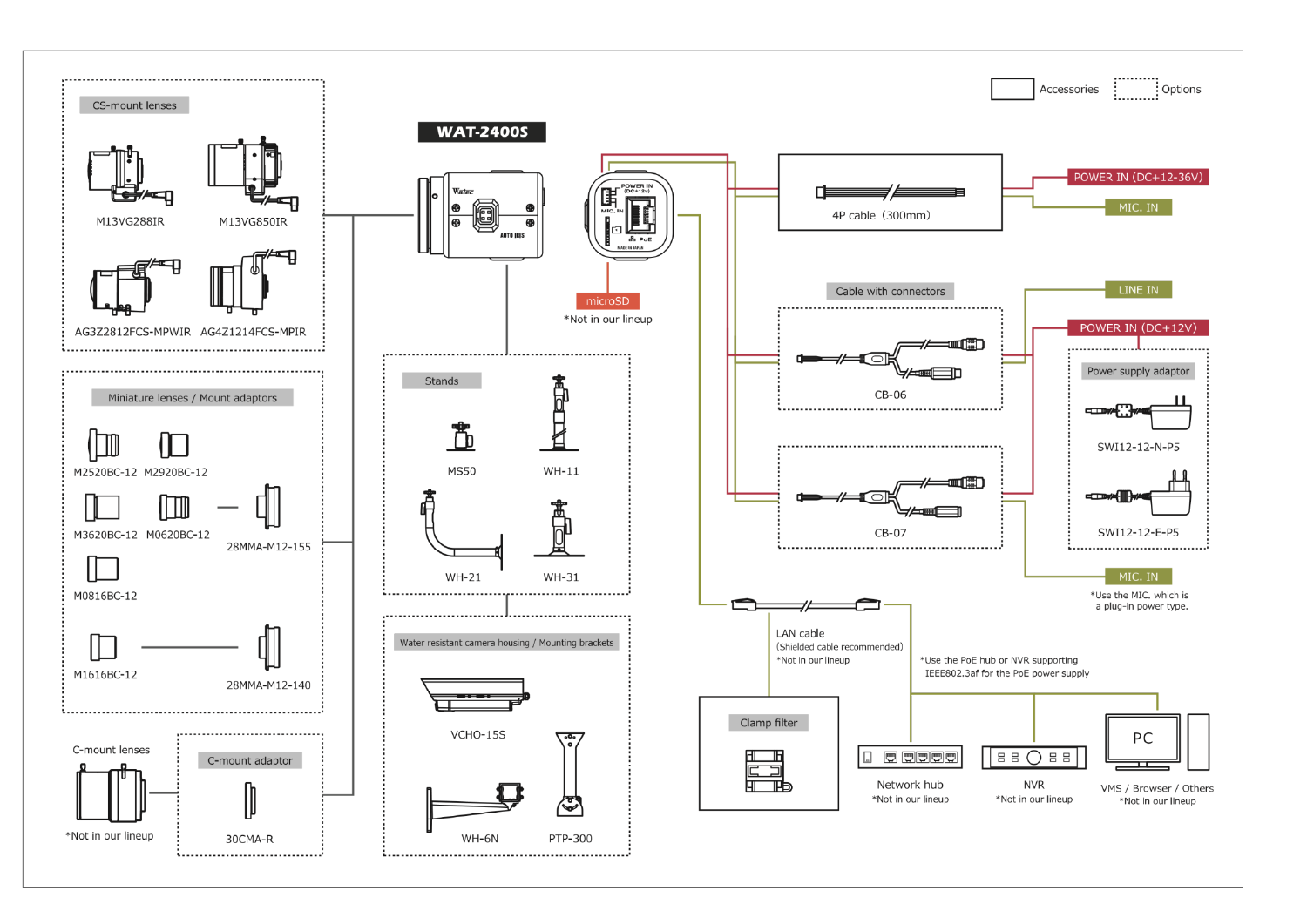# WAT-2400S

Accessories | Options

## CS-mount lenses

M13VG288IR

M13VG850IR

AG3Z2812FCS-MPWIR

AG4Z1214FCS-MPIR

## Miniature lenses / Mount adaptors

M2520BC-12

M2920BC-12

M3620BC-12

M0620BC-12

28MMA-M12-155

M0816BC-12

M1616BC-12

28MMA-M12-140

## C-mount lenses

*Not in our lineup

## C-mount adaptor

30CMA-R

microSD

*Not in our lineup

## Stands

MS50

WH-11

WH-21

WH-31

## Water resistant camera housing / Mounting brackets

VCHO-15S

WH-6N

PTP-300

4P cable（300mm）

POWER IN (DC+12-36V)

MIC. IN

## Cable with connectors

CB-06

CB-07

LINE IN

POWER IN (DC+12V)

## Power supply adaptor

SWI12-12-N-P5

SWI12-12-E-P5

MIC. IN

*Use the MIC. which is a plug-in power type.

LAN cable
(Shielded cable recommended)
*Not in our lineup

*Use the PoE hub or NVR supporting IEEE802.3af for the PoE power supply

## Clamp filter

Network hub
*Not in our lineup

NVR
*Not in our lineup

PC

VMS / Browser / Others
*Not in our lineup